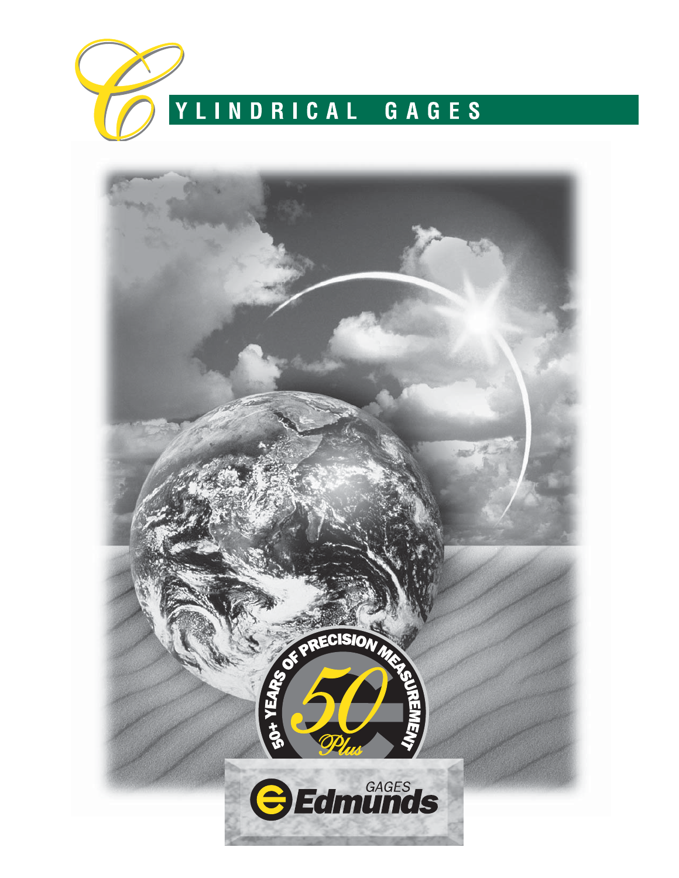# CYLINDRICAL GAGES

50+ YEARS OF PRECISION MEASUREMENT

50 Plus

Edmunds GAGES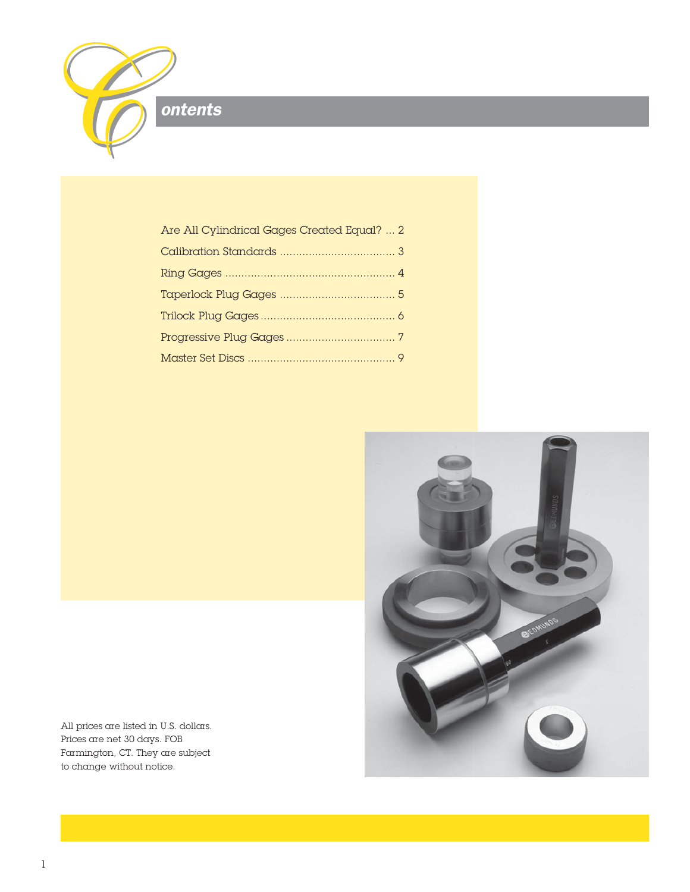# Contents

- Are All Cylindrical Gages Created Equal? ... 2
- Calibration Standards ... 3
- Ring Gages ... 4
- Taperlock Plug Gages ... 5
- Trilock Plug Gages ... 6
- Progressive Plug Gages ... 7
- Master Set Discs ... 9

All prices are listed in U.S. dollars. Prices are net 30 days. FOB Farmington, CT. They are subject to change without notice.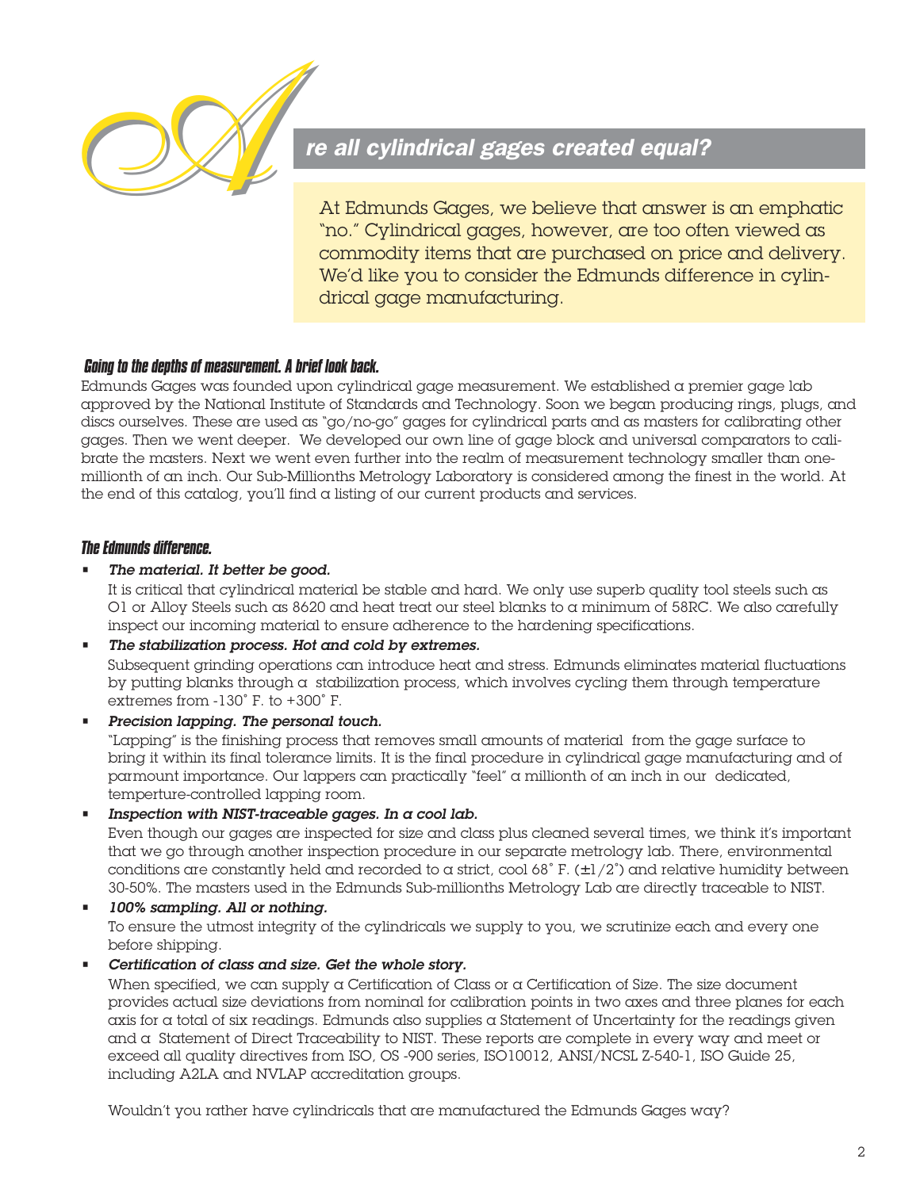# Are all cylindrical gages created equal?

At Edmunds Gages, we believe that answer is an emphatic "no." Cylindrical gages, however, are too often viewed as commodity items that are purchased on price and delivery. We'd like you to consider the Edmunds difference in cylindrical gage manufacturing.

## Going to the depths of measurement. A brief look back.

Edmunds Gages was founded upon cylindrical gage measurement. We established a premier gage lab approved by the National Institute of Standards and Technology. Soon we began producing rings, plugs, and discs ourselves. These are used as "go/no-go" gages for cylindrical parts and as masters for calibrating other gages. Then we went deeper. We developed our own line of gage block and universal comparators to calibrate the masters. Next we went even further into the realm of measurement technology smaller than one-millionth of an inch. Our Sub-Millionths Metrology Laboratory is considered among the finest in the world. At the end of this catalog, you'll find a listing of our current products and services.

## The Edmunds difference.

- ***The material. It better be good.***
  It is critical that cylindrical material be stable and hard. We only use superb quality tool steels such as O1 or Alloy Steels such as 8620 and heat treat our steel blanks to a minimum of 58RC. We also carefully inspect our incoming material to ensure adherence to the hardening specifications.
- ***The stabilization process. Hot and cold by extremes.***
  Subsequent grinding operations can introduce heat and stress. Edmunds eliminates material fluctuations by putting blanks through a stabilization process, which involves cycling them through temperature extremes from -130˚ F. to +300˚ F.
- ***Precision lapping. The personal touch.***
  "Lapping" is the finishing process that removes small amounts of material from the gage surface to bring it within its final tolerance limits. It is the final procedure in cylindrical gage manufacturing and of parmount importance. Our lappers can practically "feel" a millionth of an inch in our dedicated, temperture-controlled lapping room.
- ***Inspection with NIST-traceable gages. In a cool lab.***
  Even though our gages are inspected for size and class plus cleaned several times, we think it's important that we go through another inspection procedure in our separate metrology lab. There, environmental conditions are constantly held and recorded to a strict, cool 68˚ F. (±1/2˚) and relative humidity between 30-50%. The masters used in the Edmunds Sub-millionths Metrology Lab are directly traceable to NIST.
- ***100% sampling. All or nothing.***
  To ensure the utmost integrity of the cylindricals we supply to you, we scrutinize each and every one before shipping.
- ***Certification of class and size. Get the whole story.***
  When specified, we can supply a Certification of Class or a Certification of Size. The size document provides actual size deviations from nominal for calibration points in two axes and three planes for each axis for a total of six readings. Edmunds also supplies a Statement of Uncertainty for the readings given and a Statement of Direct Traceability to NIST. These reports are complete in every way and meet or exceed all quality directives from ISO, OS -900 series, ISO10012, ANSI/NCSL Z-540-1, ISO Guide 25, including A2LA and NVLAP accreditation groups.

  Wouldn't you rather have cylindricals that are manufactured the Edmunds Gages way?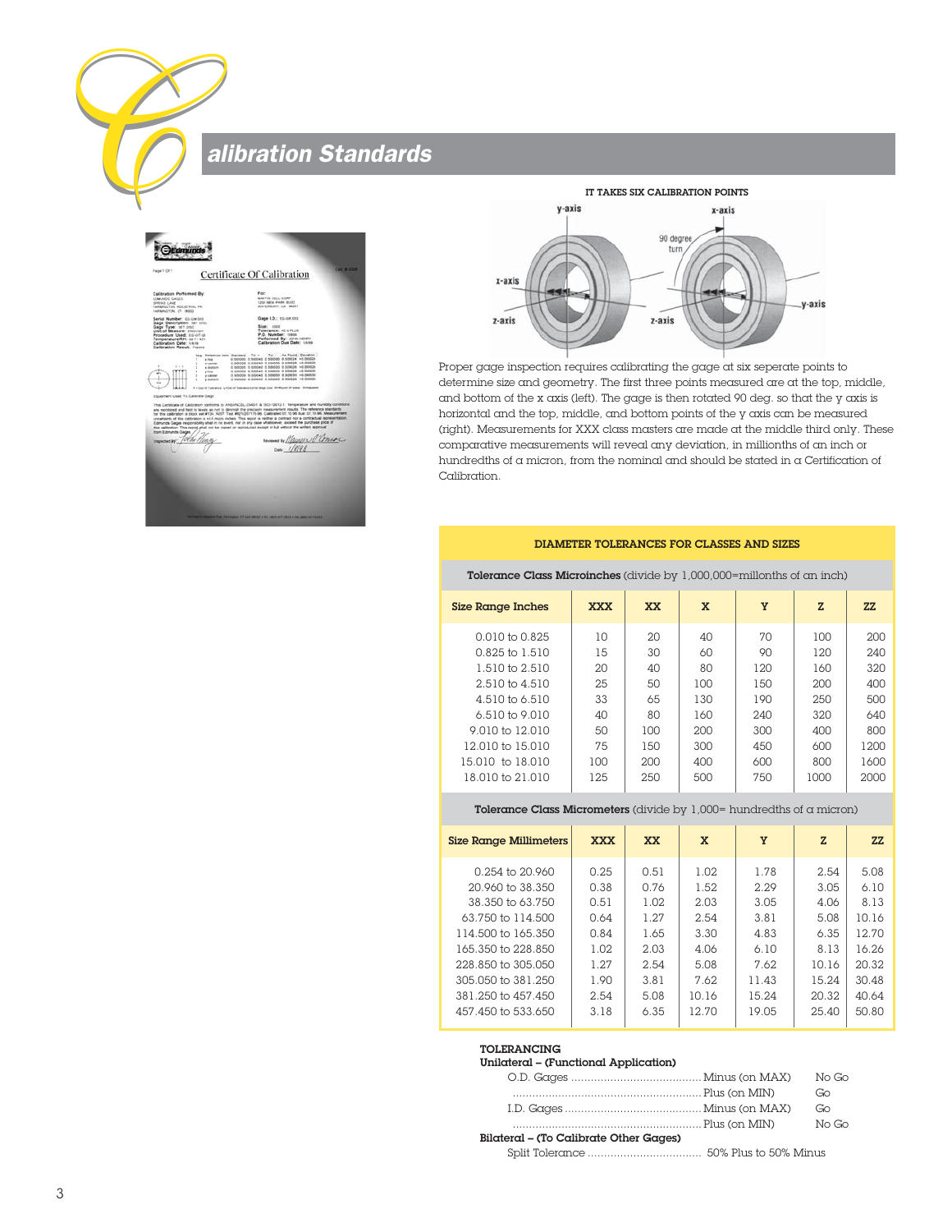# Calibration Standards

**IT TAKES SIX CALIBRATION POINTS**

Proper gage inspection requires calibrating the gage at six seperate points to determine size and geometry. The first three points measured are at the top, middle, and bottom of the x axis (left). The gage is then rotated 90 deg. so that the y axis is horizontal and the top, middle, and bottom points of the y axis can be measured (right). Measurements for XXX class masters are made at the middle third only. These comparative measurements will reveal any deviation, in millionths of an inch or hundredths of a micron, from the nominal and should be stated in a Certification of Calibration.

## DIAMETER TOLERANCES FOR CLASSES AND SIZES

**Tolerance Class Microinches** (divide by 1,000,000=millons of an inch)

| Size Range Inches | XXX | XX | X | Y | Z | ZZ |
|---|---|---|---|---|---|---|
| 0.010 to 0.825 | 10 | 20 | 40 | 70 | 100 | 200 |
| 0.825 to 1.510 | 15 | 30 | 60 | 90 | 120 | 240 |
| 1.510 to 2.510 | 20 | 40 | 80 | 120 | 160 | 320 |
| 2.510 to 4.510 | 25 | 50 | 100 | 150 | 200 | 400 |
| 4.510 to 6.510 | 33 | 65 | 130 | 190 | 250 | 500 |
| 6.510 to 9.010 | 40 | 80 | 160 | 240 | 320 | 640 |
| 9.010 to 12.010 | 50 | 100 | 200 | 300 | 400 | 800 |
| 12.010 to 15.010 | 75 | 150 | 300 | 450 | 600 | 1200 |
| 15.010 to 18.010 | 100 | 200 | 400 | 600 | 800 | 1600 |
| 18.010 to 21.010 | 125 | 250 | 500 | 750 | 1000 | 2000 |

**Tolerance Class Micrometers** (divide by 1,000= hundredths of a micron)

| Size Range Millimeters | XXX | XX | X | Y | Z | ZZ |
|---|---|---|---|---|---|---|
| 0.254 to 20.960 | 0.25 | 0.51 | 1.02 | 1.78 | 2.54 | 5.08 |
| 20.960 to 38.350 | 0.38 | 0.76 | 1.52 | 2.29 | 3.05 | 6.10 |
| 38.350 to 63.750 | 0.51 | 1.02 | 2.03 | 3.05 | 4.06 | 8.13 |
| 63.750 to 114.500 | 0.64 | 1.27 | 2.54 | 3.81 | 5.08 | 10.16 |
| 114.500 to 165.350 | 0.84 | 1.65 | 3.30 | 4.83 | 6.35 | 12.70 |
| 165.350 to 228.850 | 1.02 | 2.03 | 4.06 | 6.10 | 8.13 | 16.26 |
| 228.850 to 305.050 | 1.27 | 2.54 | 5.08 | 7.62 | 10.16 | 20.32 |
| 305.050 to 381.250 | 1.90 | 3.81 | 7.62 | 11.43 | 15.24 | 30.48 |
| 381.250 to 457.450 | 2.54 | 5.08 | 10.16 | 15.24 | 20.32 | 40.64 |
| 457.450 to 533.650 | 3.18 | 6.35 | 12.70 | 19.05 | 25.40 | 50.80 |

**TOLERANCING**

**Unilateral – (Functional Application)**

| | | |
|---|---|---|
| O.D. Gages | Minus (on MAX) | No Go |
| | Plus (on MIN) | Go |
| I.D. Gages | Minus (on MAX) | Go |
| | Plus (on MIN) | No Go |

**Bilateral – (To Calibrate Other Gages)**

Split Tolerance .................................. 50% Plus to 50% Minus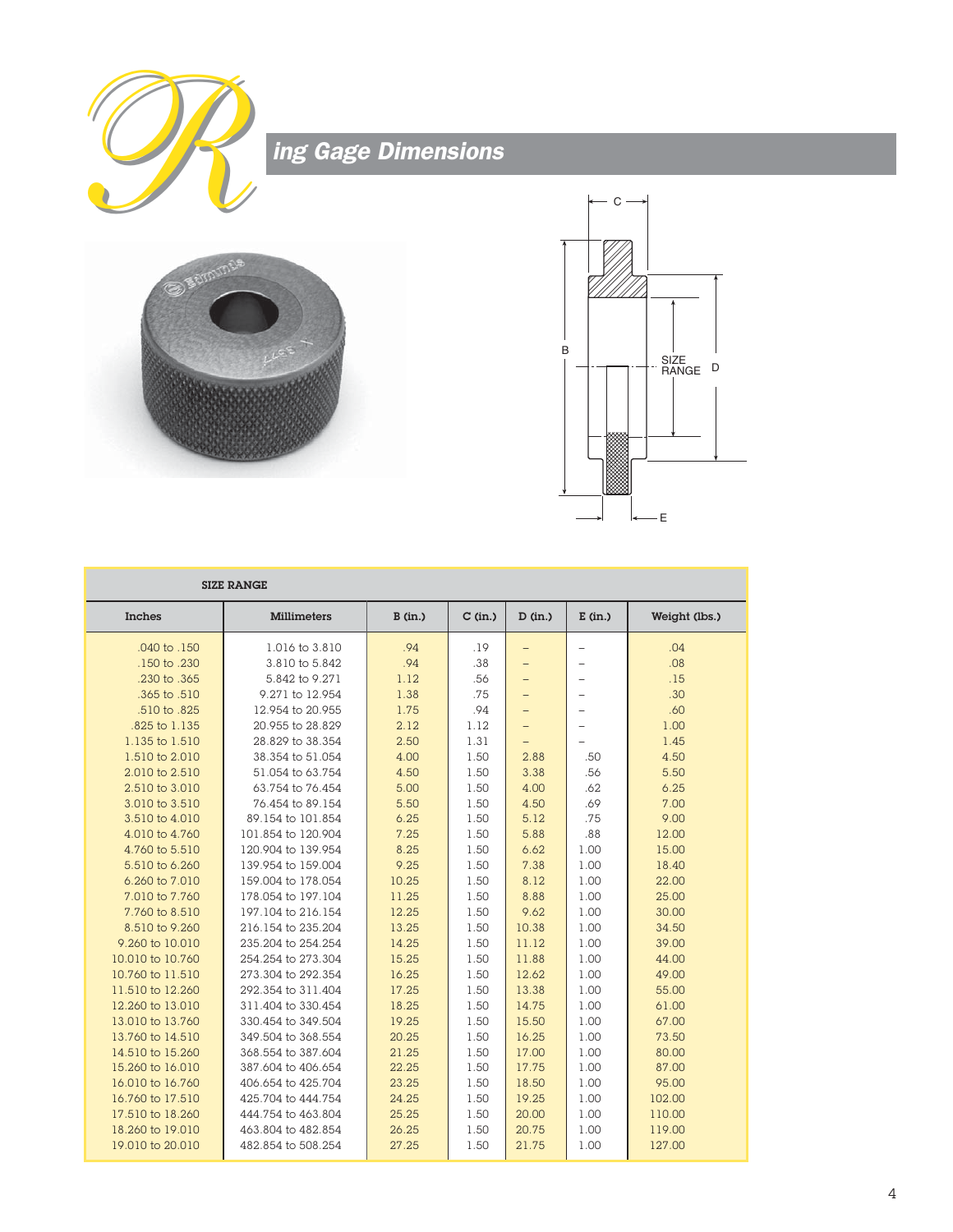# Ring Gage Dimensions

| SIZE RANGE | | | | | | |
|---|---|---|---|---|---|---|
| Inches | Millimeters | B (in.) | C (in.) | D (in.) | E (in.) | Weight (lbs.) |
| .040 to .150 | 1.016 to 3.810 | .94 | .19 | – | – | .04 |
| .150 to .230 | 3.810 to 5.842 | .94 | .38 | – | – | .08 |
| .230 to .365 | 5.842 to 9.271 | 1.12 | .56 | – | – | .15 |
| .365 to .510 | 9.271 to 12.954 | 1.38 | .75 | – | – | .30 |
| .510 to .825 | 12.954 to 20.955 | 1.75 | .94 | – | – | .60 |
| .825 to 1.135 | 20.955 to 28.829 | 2.12 | 1.12 | – | – | 1.00 |
| 1.135 to 1.510 | 28.829 to 38.354 | 2.50 | 1.31 | – | – | 1.45 |
| 1.510 to 2.010 | 38.354 to 51.054 | 4.00 | 1.50 | 2.88 | .50 | 4.50 |
| 2.010 to 2.510 | 51.054 to 63.754 | 4.50 | 1.50 | 3.38 | .56 | 5.50 |
| 2.510 to 3.010 | 63.754 to 76.454 | 5.00 | 1.50 | 4.00 | .62 | 6.25 |
| 3.010 to 3.510 | 76.454 to 89.154 | 5.50 | 1.50 | 4.50 | .69 | 7.00 |
| 3.510 to 4.010 | 89.154 to 101.854 | 6.25 | 1.50 | 5.12 | .75 | 9.00 |
| 4.010 to 4.760 | 101.854 to 120.904 | 7.25 | 1.50 | 5.88 | .88 | 12.00 |
| 4.760 to 5.510 | 120.904 to 139.954 | 8.25 | 1.50 | 6.62 | 1.00 | 15.00 |
| 5.510 to 6.260 | 139.954 to 159.004 | 9.25 | 1.50 | 7.38 | 1.00 | 18.40 |
| 6.260 to 7.010 | 159.004 to 178.054 | 10.25 | 1.50 | 8.12 | 1.00 | 22.00 |
| 7.010 to 7.760 | 178.054 to 197.104 | 11.25 | 1.50 | 8.88 | 1.00 | 25.00 |
| 7.760 to 8.510 | 197.104 to 216.154 | 12.25 | 1.50 | 9.62 | 1.00 | 30.00 |
| 8.510 to 9.260 | 216.154 to 235.204 | 13.25 | 1.50 | 10.38 | 1.00 | 34.50 |
| 9.260 to 10.010 | 235.204 to 254.254 | 14.25 | 1.50 | 11.12 | 1.00 | 39.00 |
| 10.010 to 10.760 | 254.254 to 273.304 | 15.25 | 1.50 | 11.88 | 1.00 | 44.00 |
| 10.760 to 11.510 | 273.304 to 292.354 | 16.25 | 1.50 | 12.62 | 1.00 | 49.00 |
| 11.510 to 12.260 | 292.354 to 311.404 | 17.25 | 1.50 | 13.38 | 1.00 | 55.00 |
| 12.260 to 13.010 | 311.404 to 330.454 | 18.25 | 1.50 | 14.75 | 1.00 | 61.00 |
| 13.010 to 13.760 | 330.454 to 349.504 | 19.25 | 1.50 | 15.50 | 1.00 | 67.00 |
| 13.760 to 14.510 | 349.504 to 368.554 | 20.25 | 1.50 | 16.25 | 1.00 | 73.50 |
| 14.510 to 15.260 | 368.554 to 387.604 | 21.25 | 1.50 | 17.00 | 1.00 | 80.00 |
| 15.260 to 16.010 | 387.604 to 406.654 | 22.25 | 1.50 | 17.75 | 1.00 | 87.00 |
| 16.010 to 16.760 | 406.654 to 425.704 | 23.25 | 1.50 | 18.50 | 1.00 | 95.00 |
| 16.760 to 17.510 | 425.704 to 444.754 | 24.25 | 1.50 | 19.25 | 1.00 | 102.00 |
| 17.510 to 18.260 | 444.754 to 463.804 | 25.25 | 1.50 | 20.00 | 1.00 | 110.00 |
| 18.260 to 19.010 | 463.804 to 482.854 | 26.25 | 1.50 | 20.75 | 1.00 | 119.00 |
| 19.010 to 20.010 | 482.854 to 508.254 | 27.25 | 1.50 | 21.75 | 1.00 | 127.00 |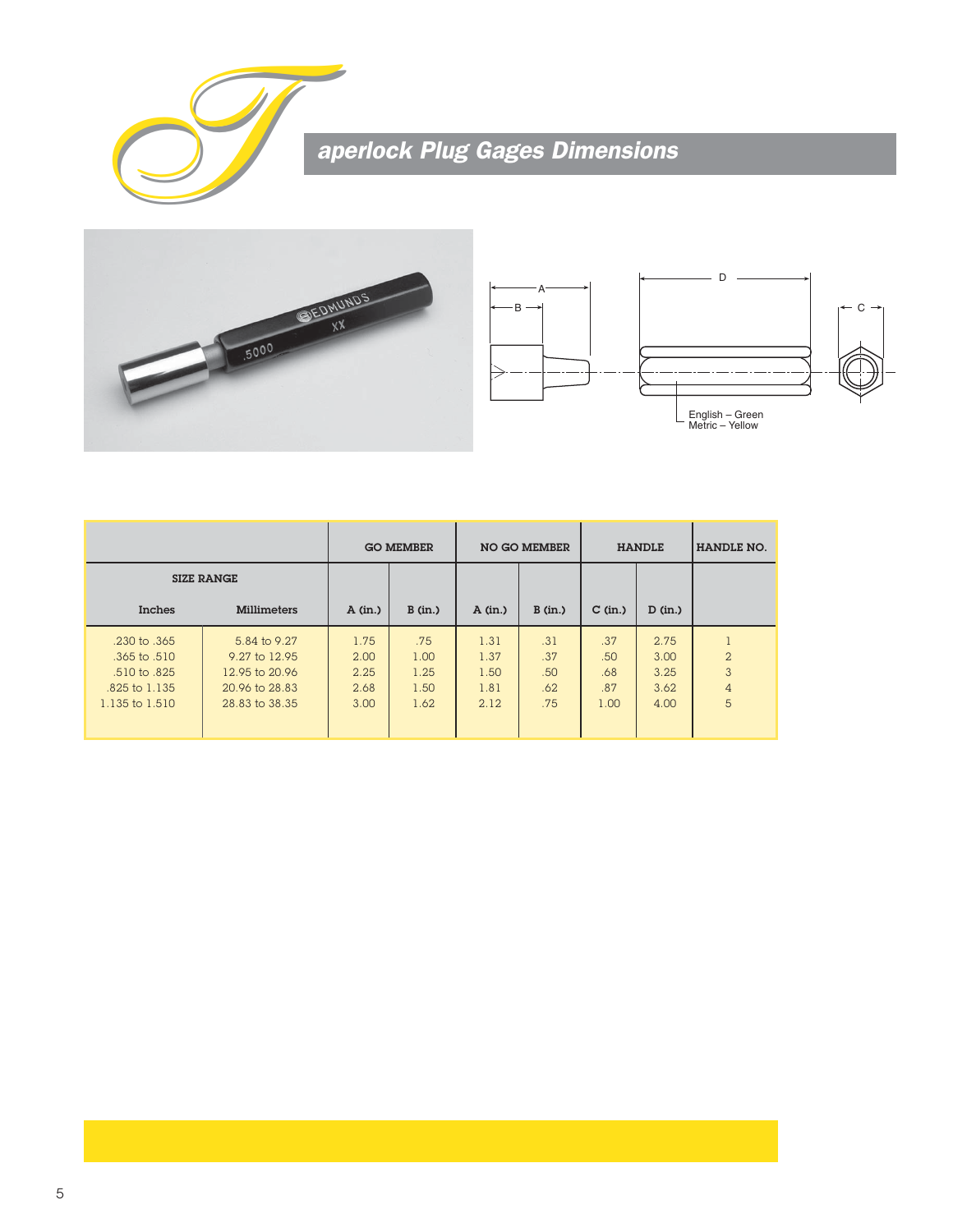# Taperlock Plug Gages Dimensions

English – Green
Metric – Yellow

| SIZE RANGE | | GO MEMBER | | NO GO MEMBER | | HANDLE | | HANDLE NO. |
|---|---|---|---|---|---|---|---|---|
| Inches | Millimeters | A (in.) | B (in.) | A (in.) | B (in.) | C (in.) | D (in.) | |
| .230 to .365 | 5.84 to 9.27 | 1.75 | .75 | 1.31 | .31 | .37 | 2.75 | 1 |
| .365 to .510 | 9.27 to 12.95 | 2.00 | 1.00 | 1.37 | .37 | .50 | 3.00 | 2 |
| .510 to .825 | 12.95 to 20.96 | 2.25 | 1.25 | 1.50 | .50 | .68 | 3.25 | 3 |
| .825 to 1.135 | 20.96 to 28.83 | 2.68 | 1.50 | 1.81 | .62 | .87 | 3.62 | 4 |
| 1.135 to 1.510 | 28.83 to 38.35 | 3.00 | 1.62 | 2.12 | .75 | 1.00 | 4.00 | 5 |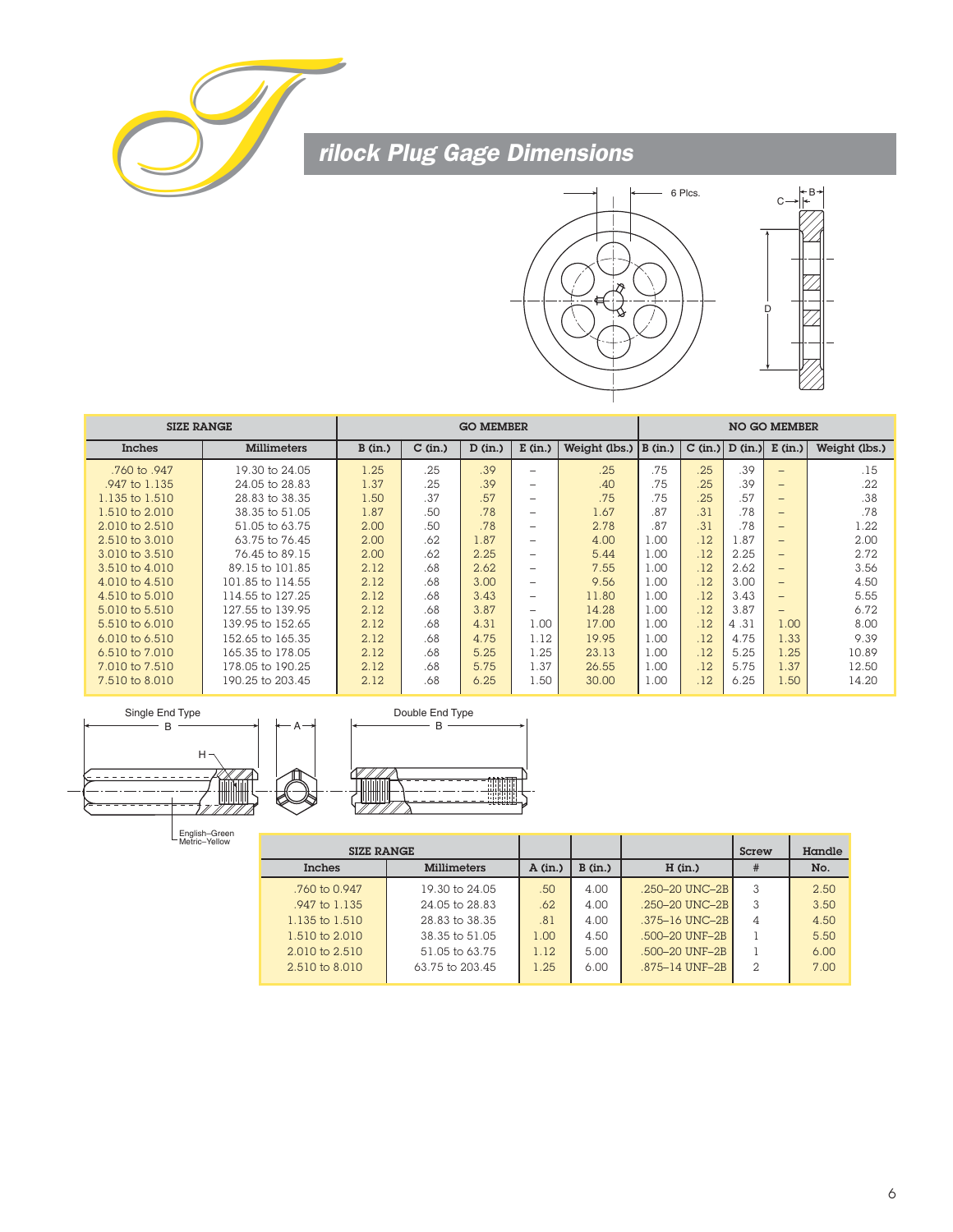# Trilock Plug Gage Dimensions

6 Plcs.

| SIZE RANGE | | GO MEMBER | | | | | NO GO MEMBER | | | | |
|---|---|---|---|---|---|---|---|---|---|---|---|
| Inches | Millimeters | B (in.) | C (in.) | D (in.) | E (in.) | Weight (lbs.) | B (in.) | C (in.) | D (in.) | E (in.) | Weight (lbs.) |
| .760 to .947 | 19.30 to 24.05 | 1.25 | .25 | .39 | – | .25 | .75 | .25 | .39 | – | .15 |
| .947 to 1.135 | 24.05 to 28.83 | 1.37 | .25 | .39 | – | .40 | .75 | .25 | .39 | – | .22 |
| 1.135 to 1.510 | 28.83 to 38.35 | 1.50 | .37 | .57 | – | .75 | .75 | .25 | .57 | – | .38 |
| 1.510 to 2.010 | 38.35 to 51.05 | 1.87 | .50 | .78 | – | 1.67 | .87 | .31 | .78 | – | .78 |
| 2.010 to 2.510 | 51.05 to 63.75 | 2.00 | .50 | .78 | – | 2.78 | .87 | .31 | .78 | – | 1.22 |
| 2.510 to 3.010 | 63.75 to 76.45 | 2.00 | .62 | 1.87 | – | 4.00 | 1.00 | .12 | 1.87 | – | 2.00 |
| 3.010 to 3.510 | 76.45 to 89.15 | 2.00 | .62 | 2.25 | – | 5.44 | 1.00 | .12 | 2.25 | – | 2.72 |
| 3.510 to 4.010 | 89.15 to 101.85 | 2.12 | .68 | 2.62 | – | 7.55 | 1.00 | .12 | 2.62 | – | 3.56 |
| 4.010 to 4.510 | 101.85 to 114.55 | 2.12 | .68 | 3.00 | – | 9.56 | 1.00 | .12 | 3.00 | – | 4.50 |
| 4.510 to 5.010 | 114.55 to 127.25 | 2.12 | .68 | 3.43 | – | 11.80 | 1.00 | .12 | 3.43 | – | 5.55 |
| 5.010 to 5.510 | 127.55 to 139.95 | 2.12 | .68 | 3.87 | – | 14.28 | 1.00 | .12 | 3.87 | – | 6.72 |
| 5.510 to 6.010 | 139.95 to 152.65 | 2.12 | .68 | 4.31 | 1.00 | 17.00 | 1.00 | .12 | 4.31 | 1.00 | 8.00 |
| 6.010 to 6.510 | 152.65 to 165.35 | 2.12 | .68 | 4.75 | 1.12 | 19.95 | 1.00 | .12 | 4.75 | 1.33 | 9.39 |
| 6.510 to 7.010 | 165.35 to 178.05 | 2.12 | .68 | 5.25 | 1.25 | 23.13 | 1.00 | .12 | 5.25 | 1.25 | 10.89 |
| 7.010 to 7.510 | 178.05 to 190.25 | 2.12 | .68 | 5.75 | 1.37 | 26.55 | 1.00 | .12 | 5.75 | 1.37 | 12.50 |
| 7.510 to 8.010 | 190.25 to 203.45 | 2.12 | .68 | 6.25 | 1.50 | 30.00 | 1.00 | .12 | 6.25 | 1.50 | 14.20 |

Single End Type

Double End Type

English–Green
Metric–Yellow

| SIZE RANGE | | | | | Screw | Handle |
|---|---|---|---|---|---|---|
| Inches | Millimeters | A (in.) | B (in.) | H (in.) | # | No. |
| .760 to 0.947 | 19.30 to 24.05 | .50 | 4.00 | .250–20 UNC–2B | 3 | 2.50 |
| .947 to 1.135 | 24.05 to 28.83 | .62 | 4.00 | .250–20 UNC–2B | 3 | 3.50 |
| 1.135 to 1.510 | 28.83 to 38.35 | .81 | 4.00 | .375–16 UNC–2B | 4 | 4.50 |
| 1.510 to 2.010 | 38.35 to 51.05 | 1.00 | 4.50 | .500–20 UNF–2B | 1 | 5.50 |
| 2.010 to 2.510 | 51.05 to 63.75 | 1.12 | 5.00 | .500–20 UNF–2B | 1 | 6.00 |
| 2.510 to 8.010 | 63.75 to 203.45 | 1.25 | 6.00 | .875–14 UNF–2B | 2 | 7.00 |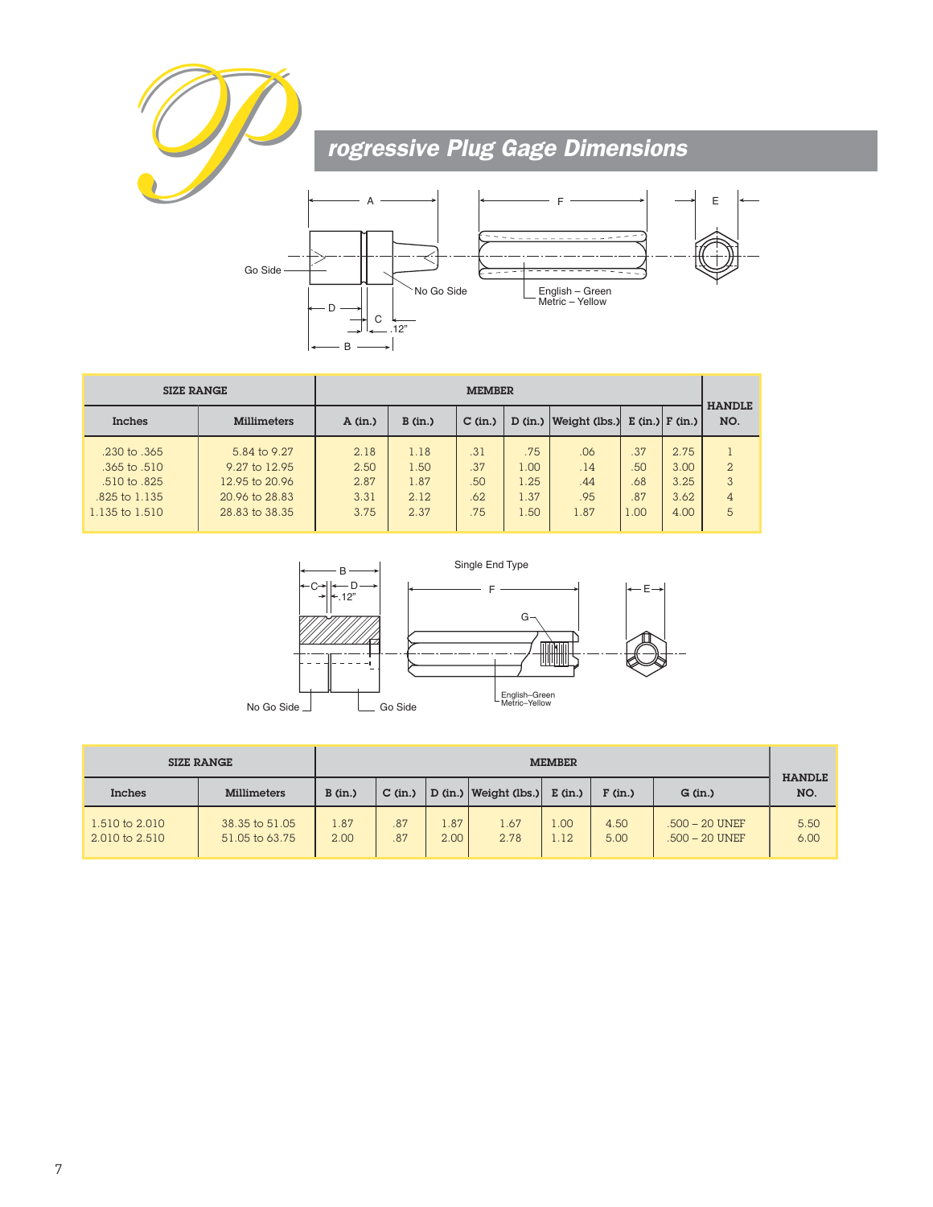# Progressive Plug Gage Dimensions

| SIZE RANGE | | MEMBER | | | | | | | HANDLE NO. |
|---|---|---|---|---|---|---|---|---|---|
| Inches | Millimeters | A (in.) | B (in.) | C (in.) | D (in.) | Weight (lbs.) | E (in.) | F (in.) | |
| .230 to .365 | 5.84 to 9.27 | 2.18 | 1.18 | .31 | .75 | .06 | .37 | 2.75 | 1 |
| .365 to .510 | 9.27 to 12.95 | 2.50 | 1.50 | .37 | 1.00 | .14 | .50 | 3.00 | 2 |
| .510 to .825 | 12.95 to 20.96 | 2.87 | 1.87 | .50 | 1.25 | .44 | .68 | 3.25 | 3 |
| .825 to 1.135 | 20.96 to 28.83 | 3.31 | 2.12 | .62 | 1.37 | .95 | .87 | 3.62 | 4 |
| 1.135 to 1.510 | 28.83 to 38.35 | 3.75 | 2.37 | .75 | 1.50 | 1.87 | 1.00 | 4.00 | 5 |

Single End Type

| SIZE RANGE | | MEMBER | | | | | | | HANDLE NO. |
|---|---|---|---|---|---|---|---|---|---|
| Inches | Millimeters | B (in.) | C (in.) | D (in.) | Weight (lbs.) | E (in.) | F (in.) | G (in.) | |
| 1.510 to 2.010 | 38.35 to 51.05 | 1.87 | .87 | 1.87 | 1.67 | 1.00 | 4.50 | .500 – 20 UNEF | 5.50 |
| 2.010 to 2.510 | 51.05 to 63.75 | 2.00 | .87 | 2.00 | 2.78 | 1.12 | 5.00 | .500 – 20 UNEF | 6.00 |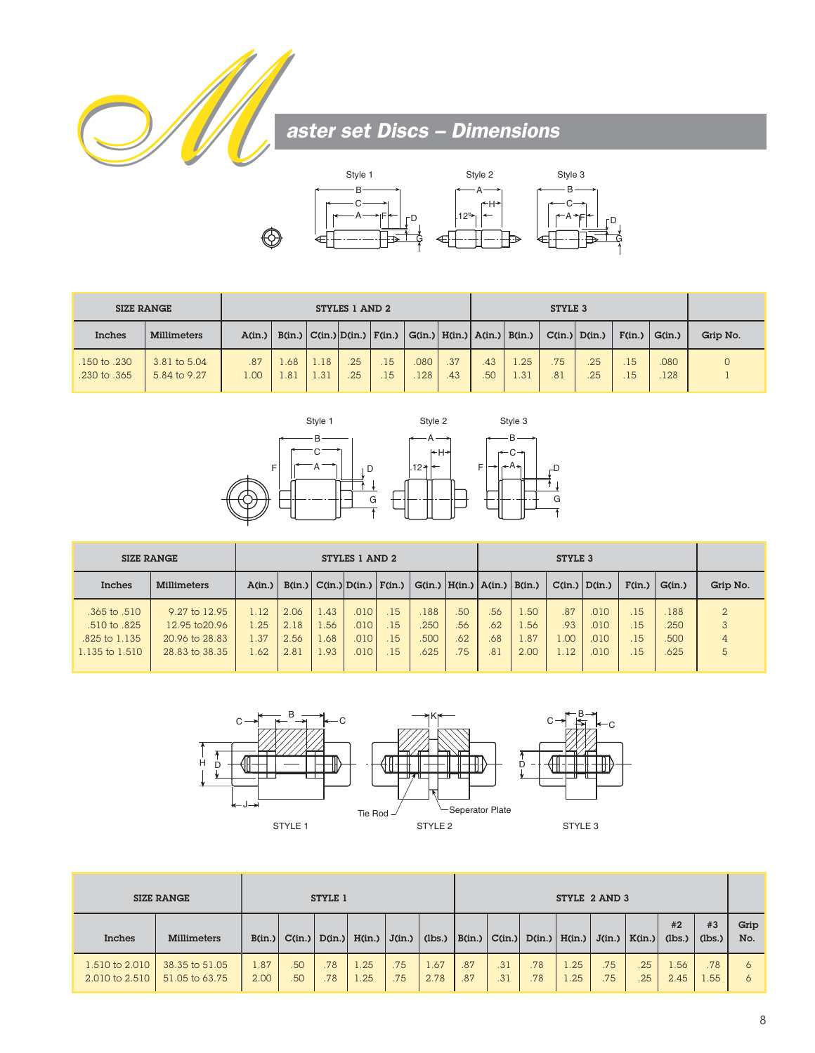# Master set Discs – Dimensions

| SIZE RANGE | | STYLES 1 AND 2 | | | | | | | STYLE 3 | | | | | | |
|---|---|---|---|---|---|---|---|---|---|---|---|---|---|---|---|
| Inches | Millimeters | A(in.) | B(in.) | C(in.) | D(in.) | F(in.) | G(in.) | H(in.) | A(in.) | B(in.) | C(in.) | D(in.) | F(in.) | G(in.) | Grip No. |
| .150 to .230 | 3.81 to 5.04 | .87 | 1.68 | 1.18 | .25 | .15 | .080 | .37 | .43 | 1.25 | .75 | .25 | .15 | .080 | 0 |
| .230 to .365 | 5.84 to 9.27 | 1.00 | 1.81 | 1.31 | .25 | .15 | .128 | .43 | .50 | 1.31 | .81 | .25 | .15 | .128 | 1 |

| SIZE RANGE | | STYLES 1 AND 2 | | | | | | | STYLE 3 | | | | | | |
|---|---|---|---|---|---|---|---|---|---|---|---|---|---|---|---|
| Inches | Millimeters | A(in.) | B(in.) | C(in.) | D(in.) | F(in.) | G(in.) | H(in.) | A(in.) | B(in.) | C(in.) | D(in.) | F(in.) | G(in.) | Grip No. |
| .365 to .510 | 9.27 to 12.95 | 1.12 | 2.06 | 1.43 | .010 | .15 | .188 | .50 | .56 | 1.50 | .87 | .010 | .15 | .188 | 2 |
| .510 to .825 | 12.95 to20.96 | 1.25 | 2.18 | 1.56 | .010 | .15 | .250 | .56 | .62 | 1.56 | .93 | .010 | .15 | .250 | 3 |
| .825 to 1.135 | 20.96 to 28.83 | 1.37 | 2.56 | 1.68 | .010 | .15 | .500 | .62 | .68 | 1.87 | 1.00 | .010 | .15 | .500 | 4 |
| 1.135 to 1.510 | 28.83 to 38.35 | 1.62 | 2.81 | 1.93 | .010 | .15 | .625 | .75 | .81 | 2.00 | 1.12 | .010 | .15 | .625 | 5 |

STYLE 1 &nbsp;&nbsp; Tie Rod &nbsp;&nbsp; Seperator Plate &nbsp;&nbsp; STYLE 2 &nbsp;&nbsp; STYLE 3

| SIZE RANGE | | STYLE 1 | | | | | | STYLE 2 AND 3 | | | | | | | | |
|---|---|---|---|---|---|---|---|---|---|---|---|---|---|---|---|---|
| Inches | Millimeters | B(in.) | C(in.) | D(in.) | H(in.) | J(in.) | (lbs.) | B(in.) | C(in.) | D(in.) | H(in.) | J(in.) | K(in.) | #2 (lbs.) | #3 (lbs.) | Grip No. |
| 1.510 to 2.010 | 38.35 to 51.05 | 1.87 | .50 | .78 | 1.25 | .75 | 1.67 | .87 | .31 | .78 | 1.25 | .75 | .25 | 1.56 | .78 | 6 |
| 2.010 to 2.510 | 51.05 to 63.75 | 2.00 | .50 | .78 | 1.25 | .75 | 2.78 | .87 | .31 | .78 | 1.25 | .75 | .25 | 2.45 | 1.55 | 6 |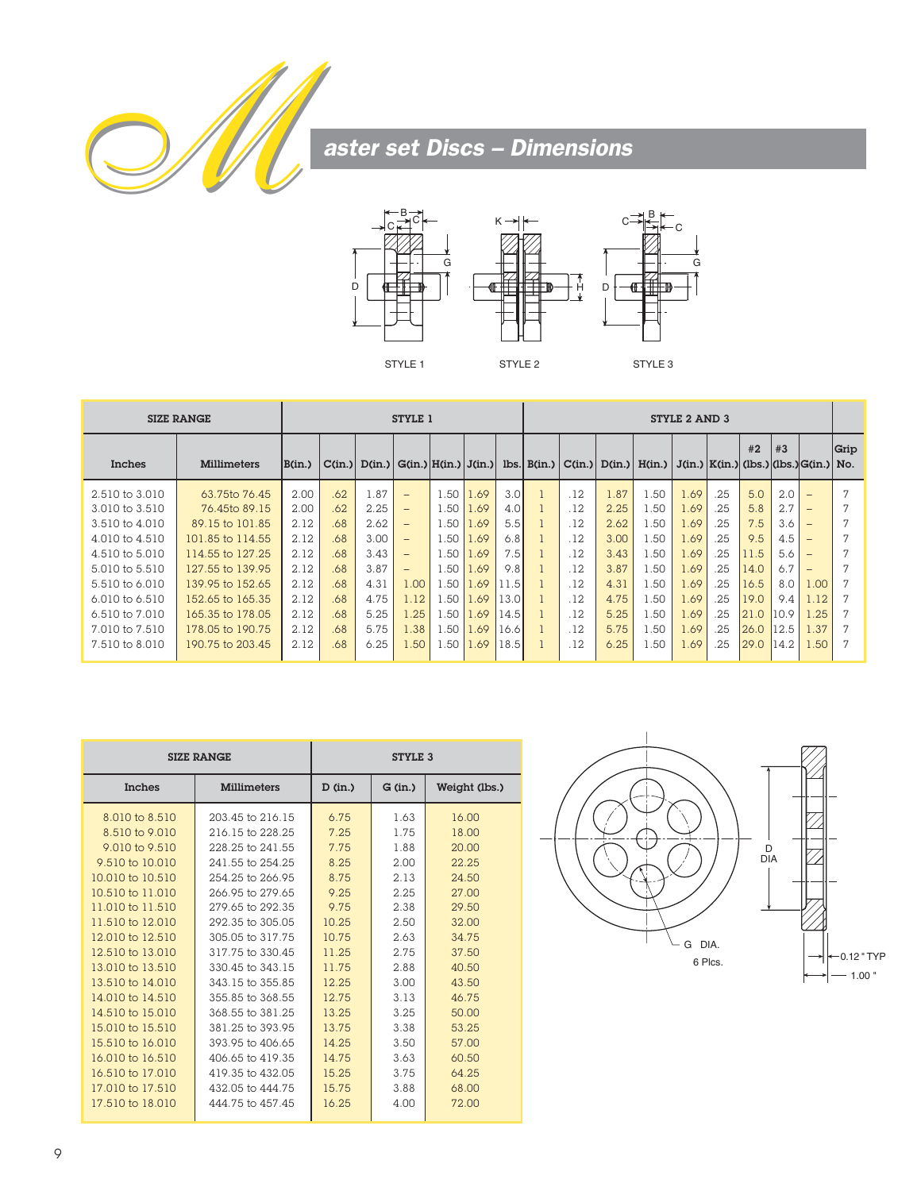# Master set Discs – Dimensions

STYLE 1 STYLE 2 STYLE 3

| SIZE RANGE | | STYLE 1 | | | | | | | STYLE 2 AND 3 | | | | | | | | | | |
|---|---|---|---|---|---|---|---|---|---|---|---|---|---|---|---|---|---|---|---|
| Inches | Millimeters | B(in.) | C(in.) | D(in.) | G(in.) | H(in.) | J(in.) | lbs. | B(in.) | C(in.) | D(in.) | H(in.) | J(in.) | K(in.) | #2 (lbs.) | #3 (lbs.) | G(in.) | Grip No. |
| 2.510 to 3.010 | 63.75to 76.45 | 2.00 | .62 | 1.87 | – | 1.50 | 1.69 | 3.0 | 1 | .12 | 1.87 | 1.50 | 1.69 | .25 | 5.0 | 2.0 | – | 7 |
| 3.010 to 3.510 | 76.45to 89.15 | 2.00 | .62 | 2.25 | – | 1.50 | 1.69 | 4.0 | 1 | .12 | 2.25 | 1.50 | 1.69 | .25 | 5.8 | 2.7 | – | 7 |
| 3.510 to 4.010 | 89.15 to 101.85 | 2.12 | .68 | 2.62 | – | 1.50 | 1.69 | 5.5 | 1 | .12 | 2.62 | 1.50 | 1.69 | .25 | 7.5 | 3.6 | – | 7 |
| 4.010 to 4.510 | 101.85 to 114.55 | 2.12 | .68 | 3.00 | – | 1.50 | 1.69 | 6.8 | 1 | .12 | 3.00 | 1.50 | 1.69 | .25 | 9.5 | 4.5 | – | 7 |
| 4.510 to 5.010 | 114.55 to 127.25 | 2.12 | .68 | 3.43 | – | 1.50 | 1.69 | 7.5 | 1 | .12 | 3.43 | 1.50 | 1.69 | .25 | 11.5 | 5.6 | – | 7 |
| 5.010 to 5.510 | 127.55 to 139.95 | 2.12 | .68 | 3.87 | – | 1.50 | 1.69 | 9.8 | 1 | .12 | 3.87 | 1.50 | 1.69 | .25 | 14.0 | 6.7 | – | 7 |
| 5.510 to 6.010 | 139.95 to 152.65 | 2.12 | .68 | 4.31 | 1.00 | 1.50 | 1.69 | 11.5 | 1 | .12 | 4.31 | 1.50 | 1.69 | .25 | 16.5 | 8.0 | 1.00 | 7 |
| 6.010 to 6.510 | 152.65 to 165.35 | 2.12 | .68 | 4.75 | 1.12 | 1.50 | 1.69 | 13.0 | 1 | .12 | 4.75 | 1.50 | 1.69 | .25 | 19.0 | 9.4 | 1.12 | 7 |
| 6.510 to 7.010 | 165.35 to 178.05 | 2.12 | .68 | 5.25 | 1.25 | 1.50 | 1.69 | 14.5 | 1 | .12 | 5.25 | 1.50 | 1.69 | .25 | 21.0 | 10.9 | 1.25 | 7 |
| 7.010 to 7.510 | 178.05 to 190.75 | 2.12 | .68 | 5.75 | 1.38 | 1.50 | 1.69 | 16.6 | 1 | .12 | 5.75 | 1.50 | 1.69 | .25 | 26.0 | 12.5 | 1.37 | 7 |
| 7.510 to 8.010 | 190.75 to 203.45 | 2.12 | .68 | 6.25 | 1.50 | 1.50 | 1.69 | 18.5 | 1 | .12 | 6.25 | 1.50 | 1.69 | .25 | 29.0 | 14.2 | 1.50 | 7 |

| SIZE RANGE | | STYLE 3 | | |
|---|---|---|---|---|
| Inches | Millimeters | D (in.) | G (in.) | Weight (lbs.) |
| 8.010 to 8.510 | 203.45 to 216.15 | 6.75 | 1.63 | 16.00 |
| 8.510 to 9.010 | 216.15 to 228.25 | 7.25 | 1.75 | 18.00 |
| 9.010 to 9.510 | 228.25 to 241.55 | 7.75 | 1.88 | 20.00 |
| 9.510 to 10.010 | 241.55 to 254.25 | 8.25 | 2.00 | 22.25 |
| 10.010 to 10.510 | 254.25 to 266.95 | 8.75 | 2.13 | 24.50 |
| 10.510 to 11.010 | 266.95 to 279.65 | 9.25 | 2.25 | 27.00 |
| 11.010 to 11.510 | 279.65 to 292.35 | 9.75 | 2.38 | 29.50 |
| 11.510 to 12.010 | 292.35 to 305.05 | 10.25 | 2.50 | 32.00 |
| 12.010 to 12.510 | 305.05 to 317.75 | 10.75 | 2.63 | 34.75 |
| 12.510 to 13.010 | 317.75 to 330.45 | 11.25 | 2.75 | 37.50 |
| 13.010 to 13.510 | 330.45 to 343.15 | 11.75 | 2.88 | 40.50 |
| 13.510 to 14.010 | 343.15 to 355.85 | 12.25 | 3.00 | 43.50 |
| 14.010 to 14.510 | 355.85 to 368.55 | 12.75 | 3.13 | 46.75 |
| 14.510 to 15.010 | 368.55 to 381.25 | 13.25 | 3.25 | 50.00 |
| 15.010 to 15.510 | 381.25 to 393.95 | 13.75 | 3.38 | 53.25 |
| 15.510 to 16.010 | 393.95 to 406.65 | 14.25 | 3.50 | 57.00 |
| 16.010 to 16.510 | 406.65 to 419.35 | 14.75 | 3.63 | 60.50 |
| 16.510 to 17.010 | 419.35 to 432.05 | 15.25 | 3.75 | 64.25 |
| 17.010 to 17.510 | 432.05 to 444.75 | 15.75 | 3.88 | 68.00 |
| 17.510 to 18.010 | 444.75 to 457.45 | 16.25 | 4.00 | 72.00 |

G DIA. 6 Plcs.

D DIA

0.12 " TYP

1.00 "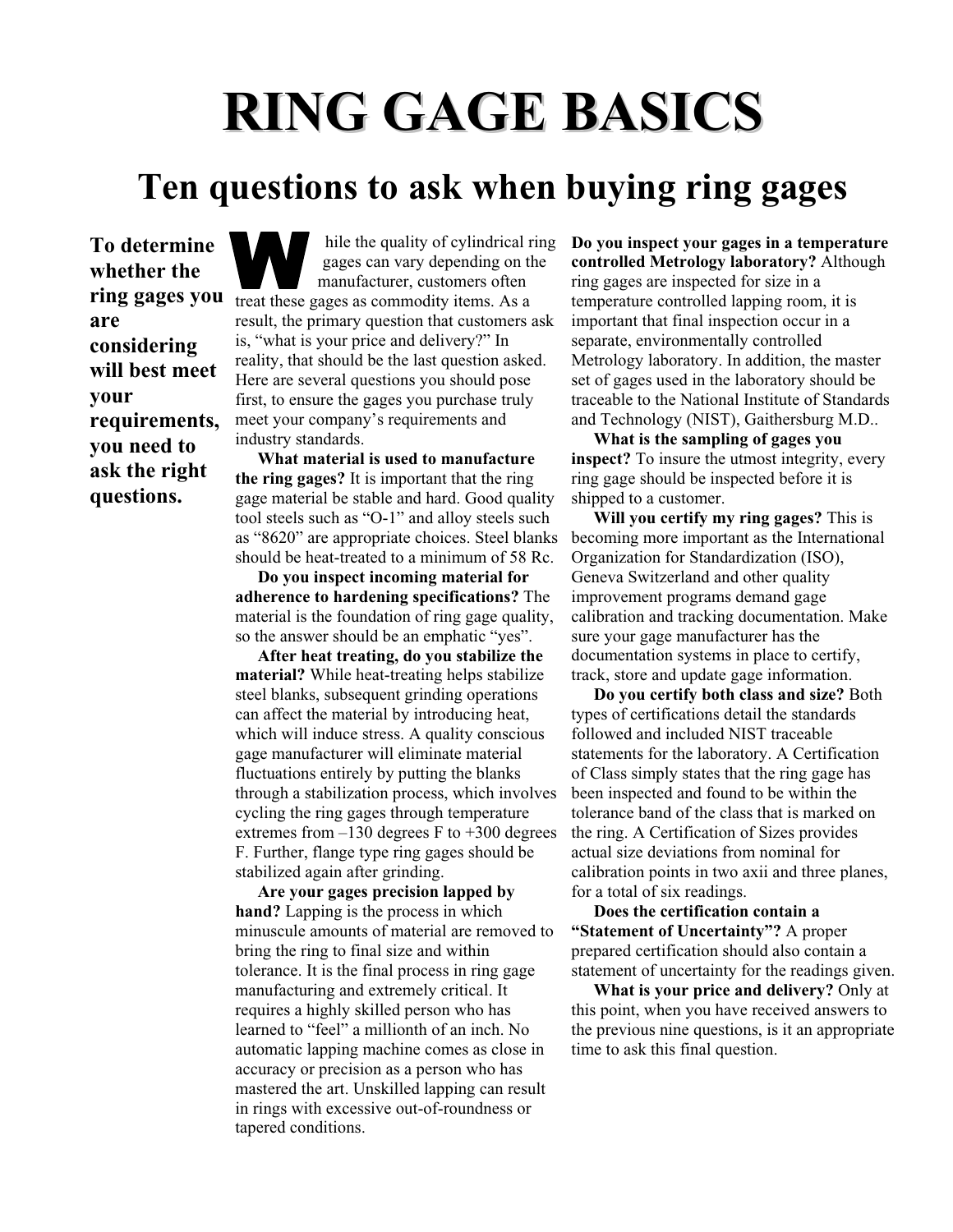# RING GAGE BASICS

## Ten questions to ask when buying ring gages

**To determine whether the ring gages you are considering will best meet your requirements, you need to ask the right questions.**

While the quality of cylindrical ring gages can vary depending on the manufacturer, customers often treat these gages as commodity items. As a result, the primary question that customers ask is, "what is your price and delivery?" In reality, that should be the last question asked. Here are several questions you should pose first, to ensure the gages you purchase truly meet your company's requirements and industry standards.

**What material is used to manufacture the ring gages?** It is important that the ring gage material be stable and hard. Good quality tool steels such as "O-1" and alloy steels such as "8620" are appropriate choices. Steel blanks should be heat-treated to a minimum of 58 Rc.

**Do you inspect incoming material for adherence to hardening specifications?** The material is the foundation of ring gage quality, so the answer should be an emphatic "yes".

**After heat treating, do you stabilize the material?** While heat-treating helps stabilize steel blanks, subsequent grinding operations can affect the material by introducing heat, which will induce stress. A quality conscious gage manufacturer will eliminate material fluctuations entirely by putting the blanks through a stabilization process, which involves cycling the ring gages through temperature extremes from –130 degrees F to +300 degrees F. Further, flange type ring gages should be stabilized again after grinding.

**Are your gages precision lapped by hand?** Lapping is the process in which minuscule amounts of material are removed to bring the ring to final size and within tolerance. It is the final process in ring gage manufacturing and extremely critical. It requires a highly skilled person who has learned to "feel" a millionth of an inch. No automatic lapping machine comes as close in accuracy or precision as a person who has mastered the art. Unskilled lapping can result in rings with excessive out-of-roundness or tapered conditions.

**Do you inspect your gages in a temperature controlled Metrology laboratory?** Although ring gages are inspected for size in a temperature controlled lapping room, it is important that final inspection occur in a separate, environmentally controlled Metrology laboratory. In addition, the master set of gages used in the laboratory should be traceable to the National Institute of Standards and Technology (NIST), Gaithersburg M.D..

**What is the sampling of gages you inspect?** To insure the utmost integrity, every ring gage should be inspected before it is shipped to a customer.

**Will you certify my ring gages?** This is becoming more important as the International Organization for Standardization (ISO), Geneva Switzerland and other quality improvement programs demand gage calibration and tracking documentation. Make sure your gage manufacturer has the documentation systems in place to certify, track, store and update gage information.

**Do you certify both class and size?** Both types of certifications detail the standards followed and included NIST traceable statements for the laboratory. A Certification of Class simply states that the ring gage has been inspected and found to be within the tolerance band of the class that is marked on the ring. A Certification of Sizes provides actual size deviations from nominal for calibration points in two axii and three planes, for a total of six readings.

**Does the certification contain a "Statement of Uncertainty"?** A proper prepared certification should also contain a statement of uncertainty for the readings given.

**What is your price and delivery?** Only at this point, when you have received answers to the previous nine questions, is it an appropriate time to ask this final question.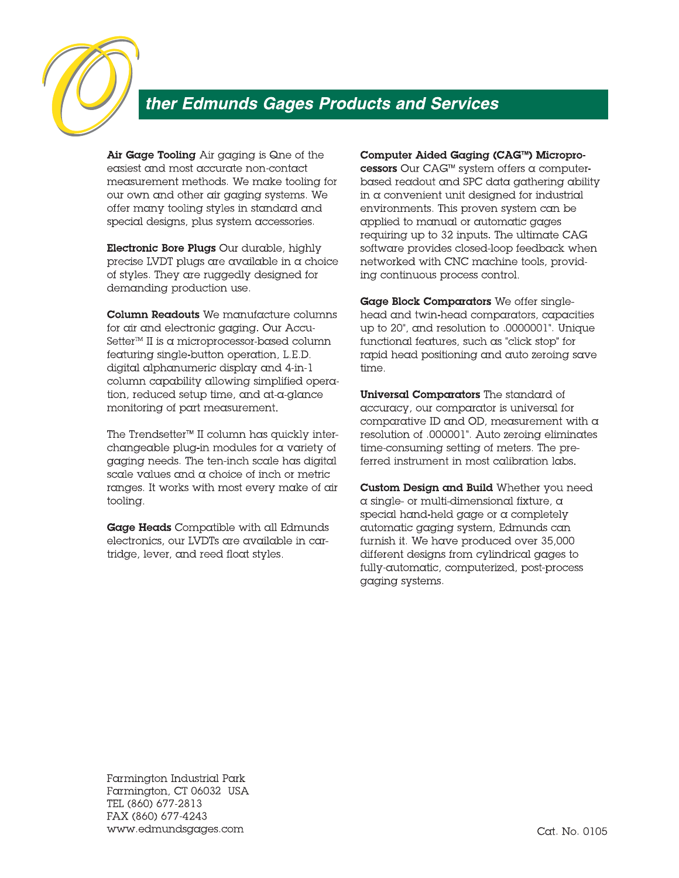# Other Edmunds Gages Products and Services

**Air Gage Tooling** Air gaging is one of the easiest and most accurate non-contact measurement methods. We make tooling for our own and other air gaging systems. We offer many tooling styles in standard and special designs, plus system accessories.

**Electronic Bore Plugs** Our durable, highly precise LVDT plugs are available in a choice of styles. They are ruggedly designed for demanding production use.

**Column Readouts** We manufacture columns for air and electronic gaging. Our Accu-Setter™ II is a microprocessor-based column featuring single-button operation, L.E.D. digital alphanumeric display and 4-in-1 column capability allowing simplified operation, reduced setup time, and at-a-glance monitoring of part measurement.

The Trendsetter™ II column has quickly interchangeable plug-in modules for a variety of gaging needs. The ten-inch scale has digital scale values and a choice of inch or metric ranges. It works with most every make of air tooling.

**Gage Heads** Compatible with all Edmunds electronics, our LVDTs are available in cartridge, lever, and reed float styles.

**Computer Aided Gaging (CAG™) Microprocessors** Our CAG™ system offers a computer-based readout and SPC data gathering ability in a convenient unit designed for industrial environments. This proven system can be applied to manual or automatic gages requiring up to 32 inputs. The ultimate CAG software provides closed-loop feedback when networked with CNC machine tools, providing continuous process control.

**Gage Block Comparators** We offer single-head and twin-head comparators, capacities up to 20", and resolution to .0000001". Unique functional features, such as "click stop" for rapid head positioning and auto zeroing save time.

**Universal Comparators** The standard of accuracy, our comparator is universal for comparative ID and OD, measurement with a resolution of .000001". Auto zeroing eliminates time-consuming setting of meters. The preferred instrument in most calibration labs.

**Custom Design and Build** Whether you need a single- or multi-dimensional fixture, a special hand-held gage or a completely automatic gaging system, Edmunds can furnish it. We have produced over 35,000 different designs from cylindrical gages to fully-automatic, computerized, post-process gaging systems.

Farmington Industrial Park
Farmington, CT 06032 USA
TEL (860) 677-2813
FAX (860) 677-4243
www.edmundsgages.com

Cat. No. 0105